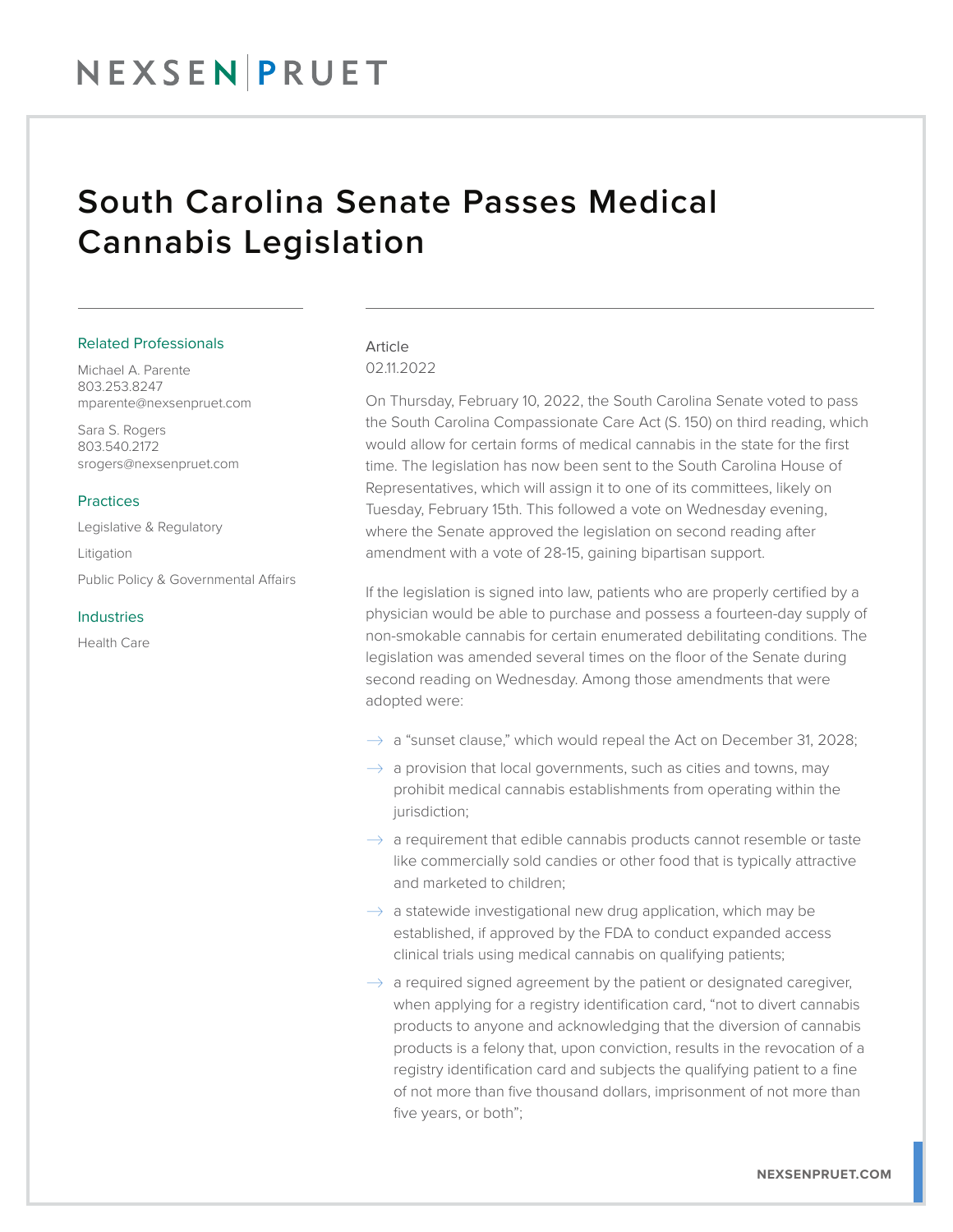# South Carolina Senate Passes Medical Cannabis Legislation

### Related Professionals

Michael A. Parente
803.253.8247
mparente@nexsenpruet.com

Sara S. Rogers
803.540.2172
srogers@nexsenpruet.com

### Practices

Legislative & Regulatory

Litigation

Public Policy & Governmental Affairs

### Industries

Health Care

Article
02.11.2022

On Thursday, February 10, 2022, the South Carolina Senate voted to pass the South Carolina Compassionate Care Act (S. 150) on third reading, which would allow for certain forms of medical cannabis in the state for the first time. The legislation has now been sent to the South Carolina House of Representatives, which will assign it to one of its committees, likely on Tuesday, February 15th. This followed a vote on Wednesday evening, where the Senate approved the legislation on second reading after amendment with a vote of 28-15, gaining bipartisan support.

If the legislation is signed into law, patients who are properly certified by a physician would be able to purchase and possess a fourteen-day supply of non-smokable cannabis for certain enumerated debilitating conditions. The legislation was amended several times on the floor of the Senate during second reading on Wednesday. Among those amendments that were adopted were:

- a "sunset clause," which would repeal the Act on December 31, 2028;
- a provision that local governments, such as cities and towns, may prohibit medical cannabis establishments from operating within the jurisdiction;
- a requirement that edible cannabis products cannot resemble or taste like commercially sold candies or other food that is typically attractive and marketed to children;
- a statewide investigational new drug application, which may be established, if approved by the FDA to conduct expanded access clinical trials using medical cannabis on qualifying patients;
- a required signed agreement by the patient or designated caregiver, when applying for a registry identification card, "not to divert cannabis products to anyone and acknowledging that the diversion of cannabis products is a felony that, upon conviction, results in the revocation of a registry identification card and subjects the qualifying patient to a fine of not more than five thousand dollars, imprisonment of not more than five years, or both";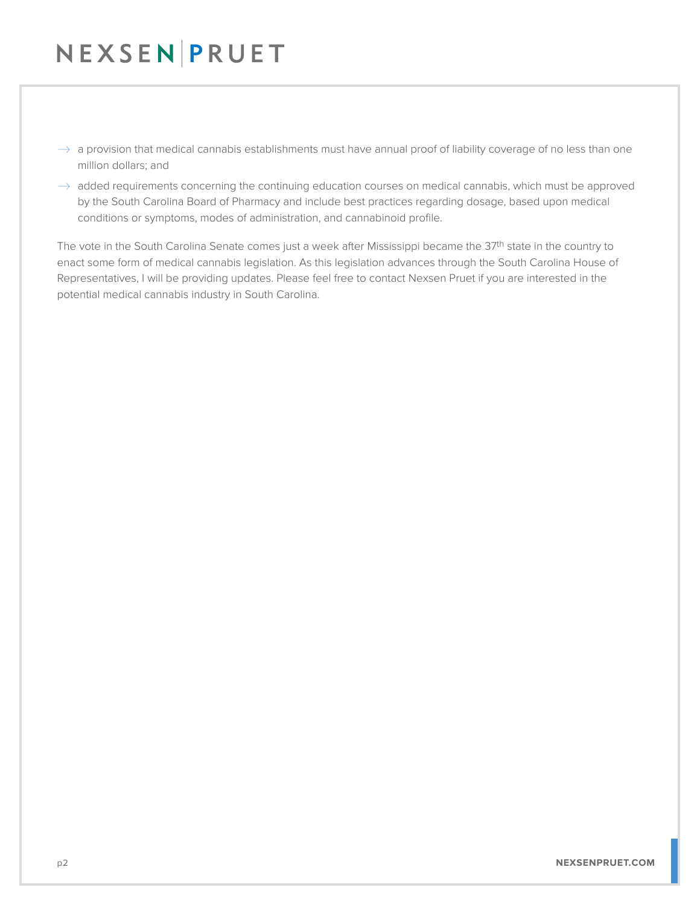- a provision that medical cannabis establishments must have annual proof of liability coverage of no less than one million dollars; and
- added requirements concerning the continuing education courses on medical cannabis, which must be approved by the South Carolina Board of Pharmacy and include best practices regarding dosage, based upon medical conditions or symptoms, modes of administration, and cannabinoid profile.

The vote in the South Carolina Senate comes just a week after Mississippi became the 37th state in the country to enact some form of medical cannabis legislation. As this legislation advances through the South Carolina House of Representatives, I will be providing updates. Please feel free to contact Nexsen Pruet if you are interested in the potential medical cannabis industry in South Carolina.